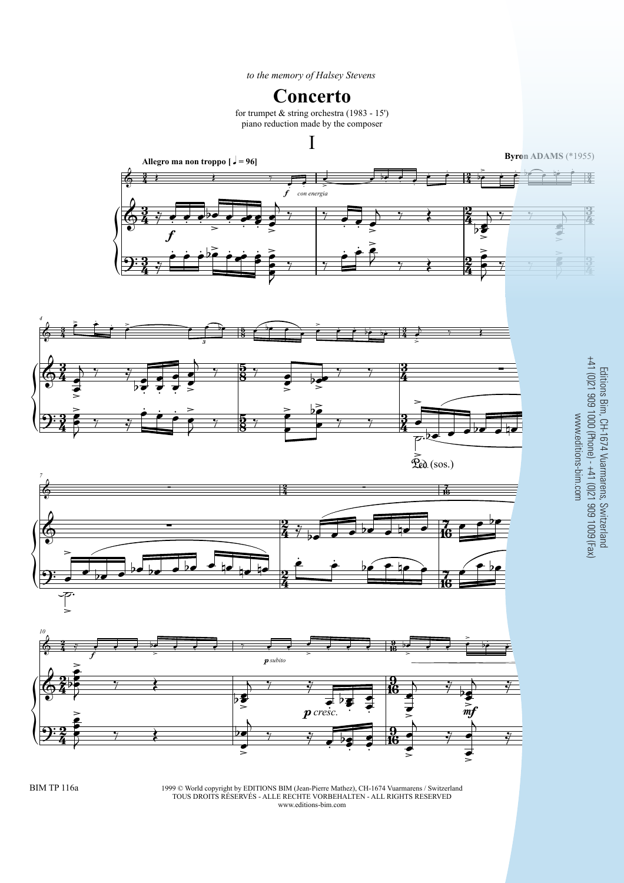*to the memory of Halsey Stevens*

# Concerto

for trumpet & string orchestra (1983 - 15')
piano reduction made by the composer

## I

**Byron ADAMS** (*1955)

**Allegro ma non troppo [♩ = 96]**

Editions Bim, CH-1674 Vuarmarens, Switzerland
+41 (0)21 909 1000 (Phone) - +41 (0)21 909 1009 (Fax)
www.editions-bim.com

BIM TP 116a

1999 © World copyright by EDITIONS BIM (Jean-Pierre Mathez), CH-1674 Vuarmarens / Switzerland
TOUS DROITS RÉSERVÉS - ALLE RECHTE VORBEHALTEN - ALL RIGHTS RESERVED
www.editions-bim.com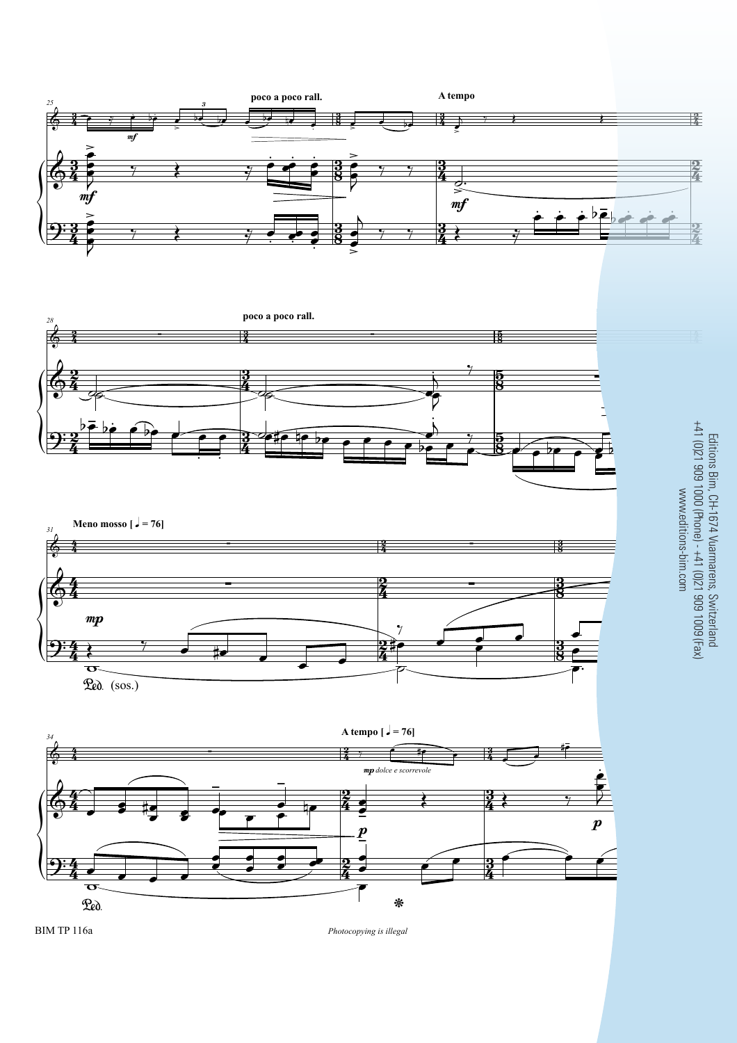poco a poco rall.

A tempo

poco a poco rall.

Meno mosso [♩ = 76]

Ped. (sos.)

A tempo [♩ = 76]

*mp dolce e scorrevole*

Ped.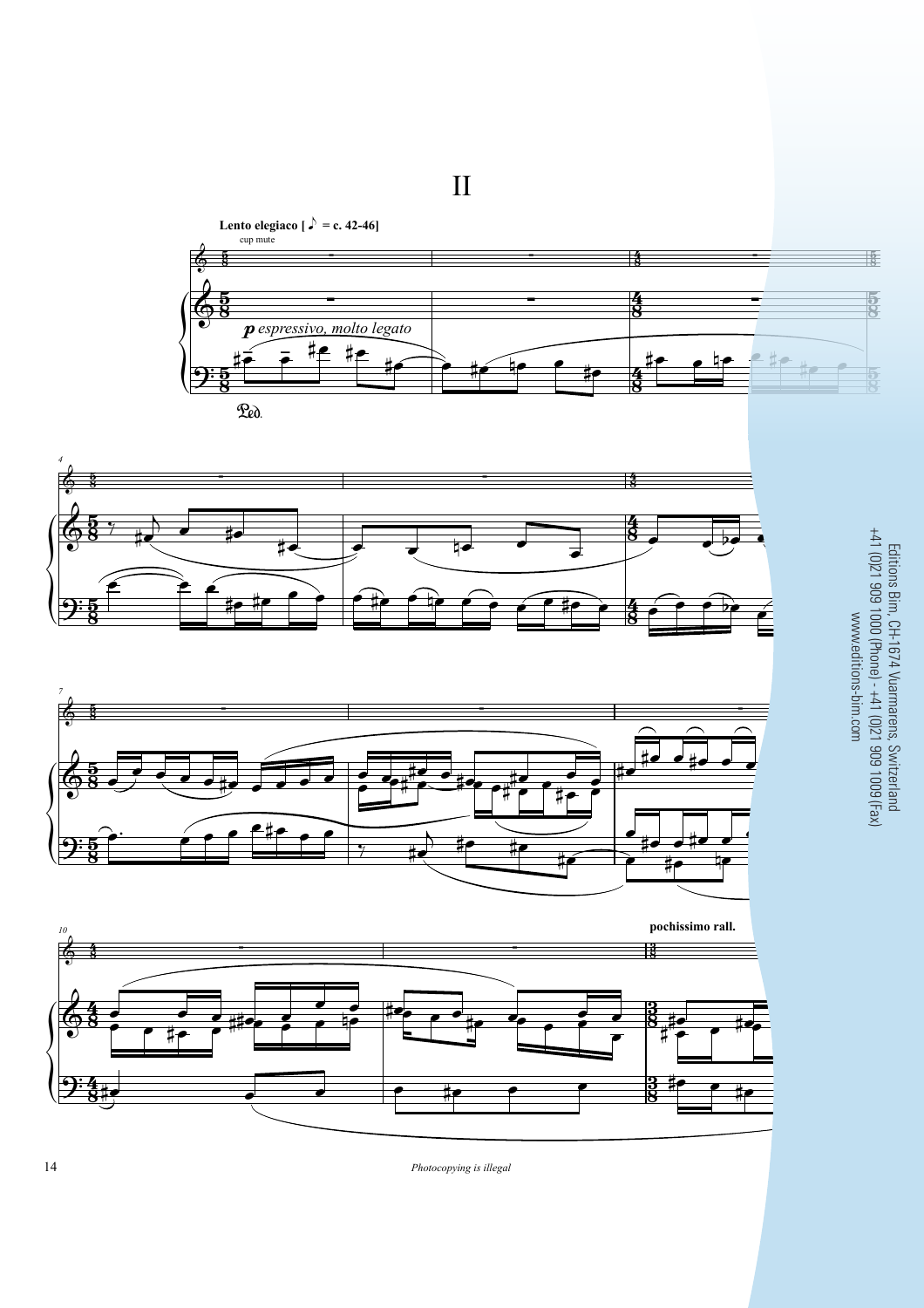# II

**Lento elegiaco [♪ = c. 42-46]**

cup mute

***p*** *espressivo, molto legato*

Ped.

**pochissimo rall.**

*Photocopying is illegal*

Editions Bim, CH-1674 Vuarmarens, Switzerland
+41 (0)21 909 1000 (Phone) - +41 (0)21 909 1009 (Fax)
www.editions-bim.com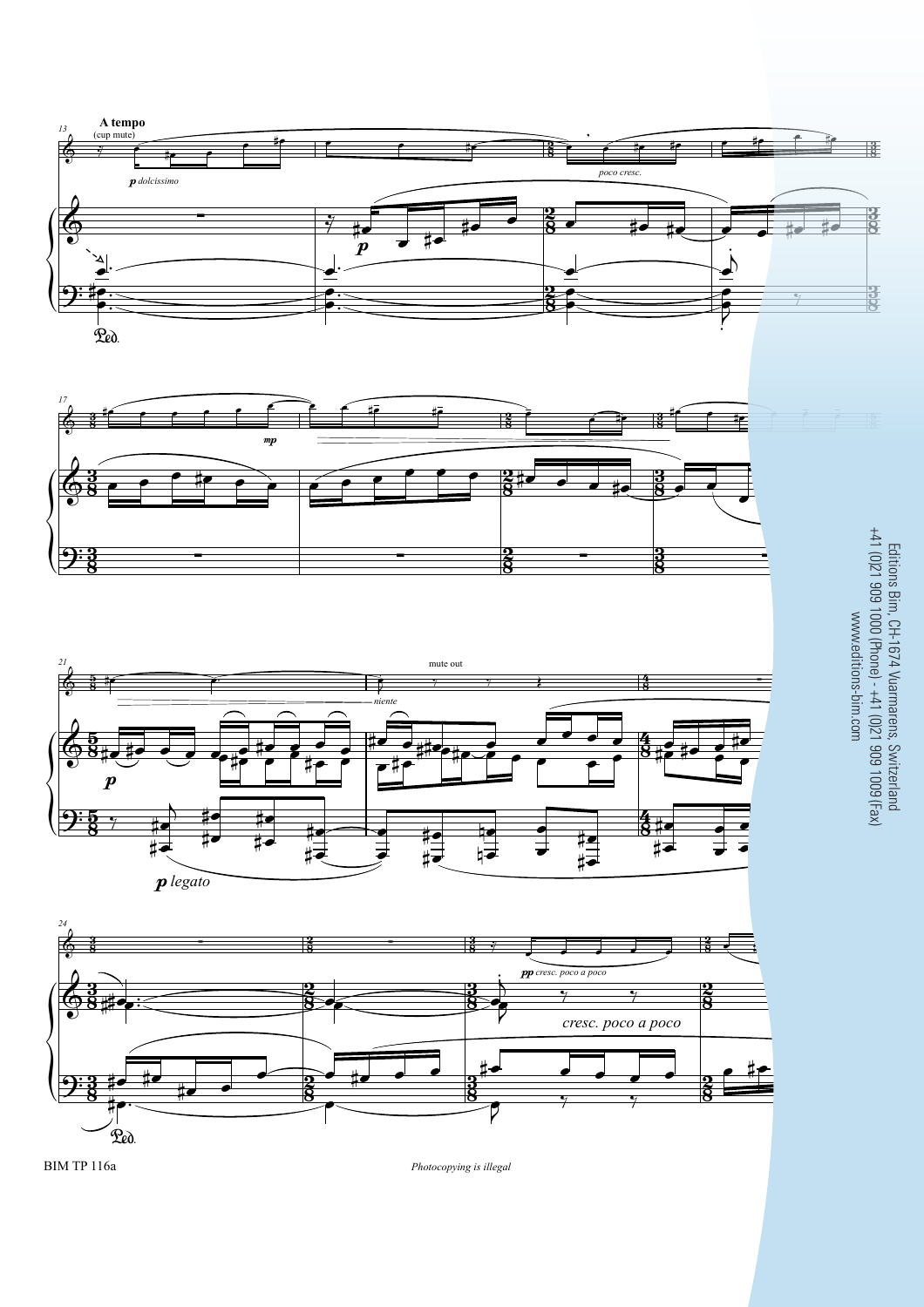Editions Bim, CH-1674 Vuarmarens, Switzerland
+41 (0)21 909 1000 (Phone) - +41 (0)21 909 1009 (Fax)
www.editions-bim.com

Photocopying is illegal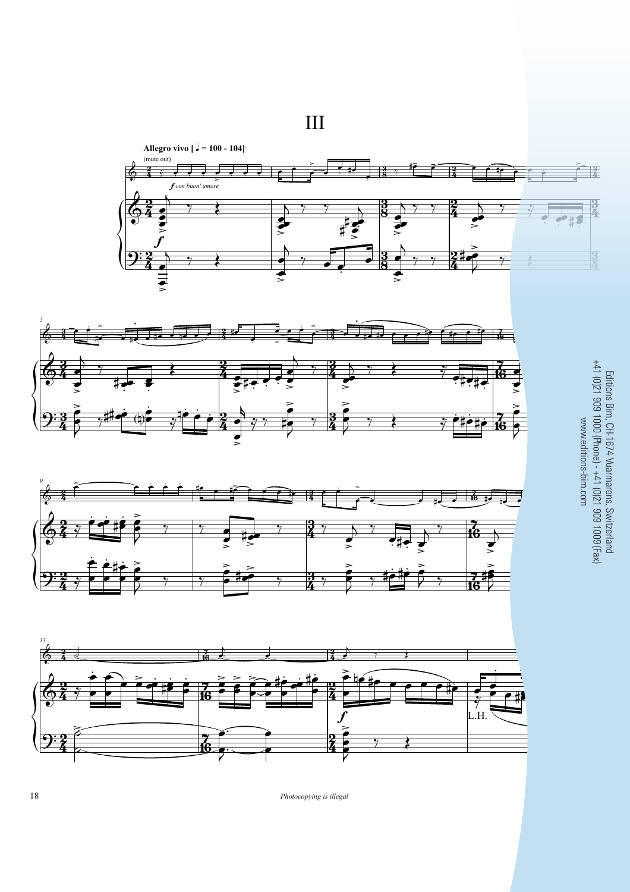# III

**Allegro vivo [♩ = 100 - 104]**

(mute out)

*f con buon' umore*

Editions Bim, CH-1674 Vuarmarens, Switzerland
+41 (0)21 909 1000 (Phone) - +41 (0)21 909 1009 (Fax)
www.editions-bim.com

*Photocopying is illegal*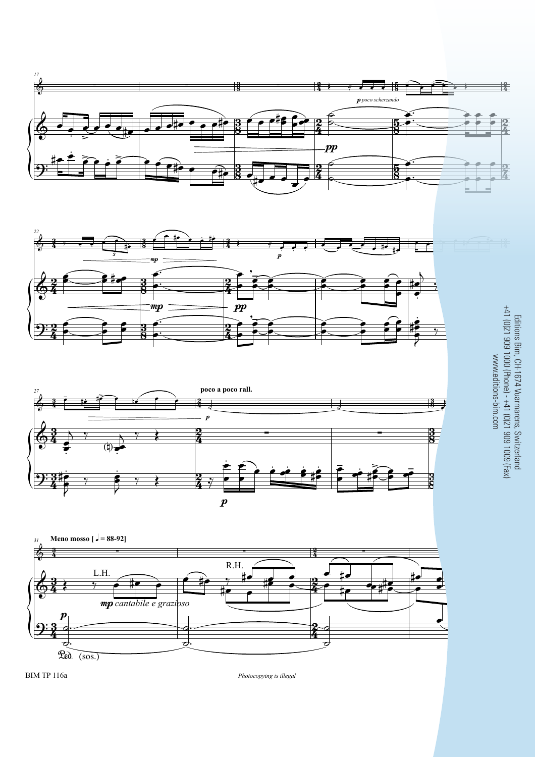p poco scherzando

pp

mp

p

pp

poco a poco rall.

p

p

**Meno mosso [♩ = 88-92]**

L.H.

R.H.

mp *cantabile e grazioso*

p

Ped. (sos.)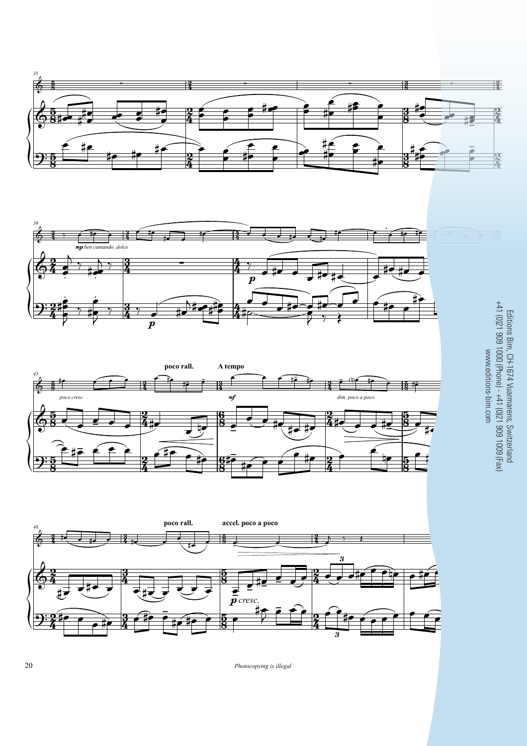Editions Bim, CH-1674 Vuarmarens, Switzerland
+41 (0)21 909 1000 (Phone) - +41 (0)21 909 1009 (Fax)
www.editions-bim.com

Photocopying is illegal